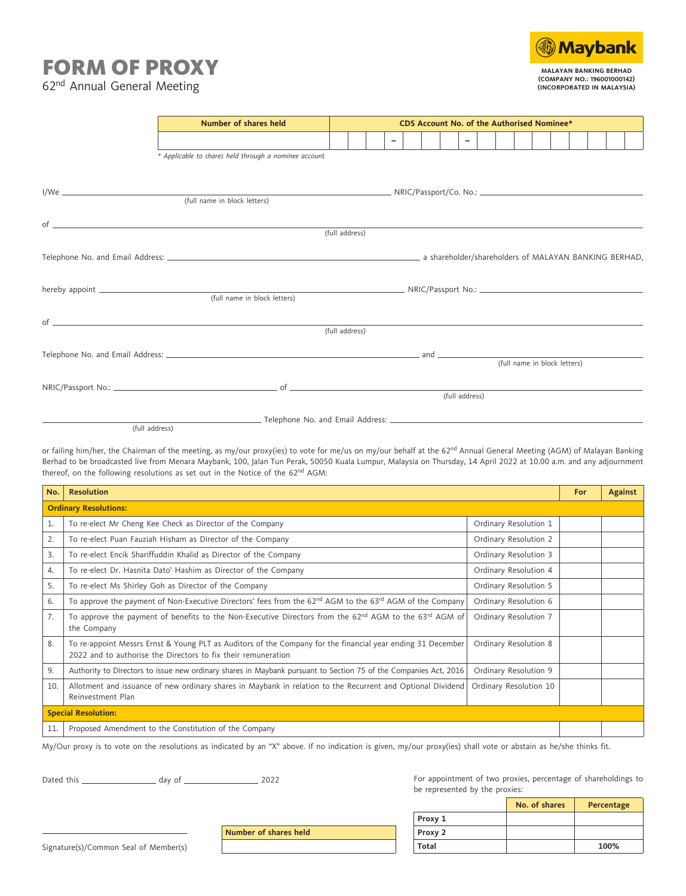# FORM OF PROXY

62nd Annual General Meeting

**Maybank**

**MALAYAN BANKING BERHAD**
**(COMPANY NO.: 196001000142)**
**(INCORPORATED IN MALAYSIA)**

| Number of shares held | CDS Account No. of the Authorised Nominee* |
|---|---|
| | – – |

*\* Applicable to shares held through a nominee account*

I/We ______________________________ (full name in block letters) NRIC/Passport/Co. No.: ______________________________

of ______________________________ (full address)

Telephone No. and Email Address: ______________________________ a shareholder/shareholders of MALAYAN BANKING BERHAD,

hereby appoint ______________________________ (full name in block letters) NRIC/Passport No.: ______________________________

of ______________________________ (full address)

Telephone No. and Email Address: ______________________________ and ______________________________ (full name in block letters)

NRIC/Passport No.: ______________________________ of ______________________________ (full address)

______________________________ (full address) Telephone No. and Email Address: ______________________________

or failing him/her, the Chairman of the meeting, as my/our proxy(ies) to vote for me/us on my/our behalf at the 62nd Annual General Meeting (AGM) of Malayan Banking Berhad to be broadcasted live from Menara Maybank, 100, Jalan Tun Perak, 50050 Kuala Lumpur, Malaysia on Thursday, 14 April 2022 at 10.00 a.m. and any adjournment thereof, on the following resolutions as set out in the Notice of the 62nd AGM:

| No. | Resolution | | For | Against |
|---|---|---|---|---|
| **Ordinary Resolutions:** | | | | |
| 1. | To re-elect Mr Cheng Kee Check as Director of the Company | Ordinary Resolution 1 | | |
| 2. | To re-elect Puan Fauziah Hisham as Director of the Company | Ordinary Resolution 2 | | |
| 3. | To re-elect Encik Shariffuddin Khalid as Director of the Company | Ordinary Resolution 3 | | |
| 4. | To re-elect Dr. Hasnita Dato' Hashim as Director of the Company | Ordinary Resolution 4 | | |
| 5. | To re-elect Ms Shirley Goh as Director of the Company | Ordinary Resolution 5 | | |
| 6. | To approve the payment of Non-Executive Directors' fees from the 62nd AGM to the 63rd AGM of the Company | Ordinary Resolution 6 | | |
| 7. | To approve the payment of benefits to the Non-Executive Directors from the 62nd AGM to the 63rd AGM of the Company | Ordinary Resolution 7 | | |
| 8. | To re-appoint Messrs Ernst & Young PLT as Auditors of the Company for the financial year ending 31 December 2022 and to authorise the Directors to fix their remuneration | Ordinary Resolution 8 | | |
| 9. | Authority to Directors to issue new ordinary shares in Maybank pursuant to Section 75 of the Companies Act, 2016 | Ordinary Resolution 9 | | |
| 10. | Allotment and issuance of new ordinary shares in Maybank in relation to the Recurrent and Optional Dividend Reinvestment Plan | Ordinary Resolution 10 | | |
| **Special Resolution:** | | | | |
| 11. | Proposed Amendment to the Constitution of the Company | | | |

My/Our proxy is to vote on the resolutions as indicated by an "X" above. If no indication is given, my/our proxy(ies) shall vote or abstain as he/she thinks fit.

Dated this ______________ day of ______________ 2022

For appointment of two proxies, percentage of shareholdings to be represented by the proxies:

| | No. of shares | Percentage |
|---|---|---|
| **Proxy 1** | | |
| **Proxy 2** | | |
| **Total** | | **100%** |

______________________________
Signature(s)/Common Seal of Member(s)

| Number of shares held |
|---|
| |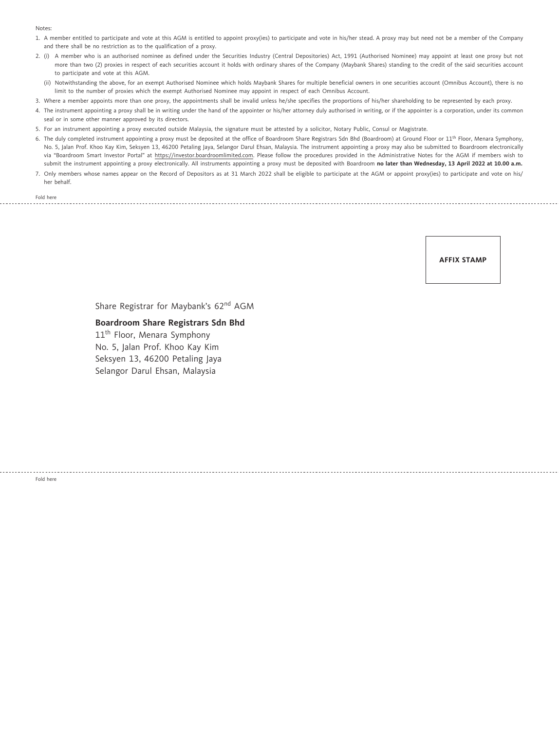Notes:

1. A member entitled to participate and vote at this AGM is entitled to appoint proxy(ies) to participate and vote in his/her stead. A proxy may but need not be a member of the Company and there shall be no restriction as to the qualification of a proxy.
2. (i) A member who is an authorised nominee as defined under the Securities Industry (Central Depositories) Act, 1991 (Authorised Nominee) may appoint at least one proxy but not more than two (2) proxies in respect of each securities account it holds with ordinary shares of the Company (Maybank Shares) standing to the credit of the said securities account to participate and vote at this AGM.

   (ii) Notwithstanding the above, for an exempt Authorised Nominee which holds Maybank Shares for multiple beneficial owners in one securities account (Omnibus Account), there is no limit to the number of proxies which the exempt Authorised Nominee may appoint in respect of each Omnibus Account.
3. Where a member appoints more than one proxy, the appointments shall be invalid unless he/she specifies the proportions of his/her shareholding to be represented by each proxy.
4. The instrument appointing a proxy shall be in writing under the hand of the appointer or his/her attorney duly authorised in writing, or if the appointer is a corporation, under its common seal or in some other manner approved by its directors.
5. For an instrument appointing a proxy executed outside Malaysia, the signature must be attested by a solicitor, Notary Public, Consul or Magistrate.
6. The duly completed instrument appointing a proxy must be deposited at the office of Boardroom Share Registrars Sdn Bhd (Boardroom) at Ground Floor or 11th Floor, Menara Symphony, No. 5, Jalan Prof. Khoo Kay Kim, Seksyen 13, 46200 Petaling Jaya, Selangor Darul Ehsan, Malaysia. The instrument appointing a proxy may also be submitted to Boardroom electronically via "Boardroom Smart Investor Portal" at https://investor.boardroomlimited.com. Please follow the procedures provided in the Administrative Notes for the AGM if members wish to submit the instrument appointing a proxy electronically. All instruments appointing a proxy must be deposited with Boardroom **no later than Wednesday, 13 April 2022 at 10.00 a.m.**
7. Only members whose names appear on the Record of Depositors as at 31 March 2022 shall be eligible to participate at the AGM or appoint proxy(ies) to participate and vote on his/her behalf.

Fold here

**AFFIX STAMP**

Share Registrar for Maybank's 62nd AGM

**Boardroom Share Registrars Sdn Bhd**
11th Floor, Menara Symphony
No. 5, Jalan Prof. Khoo Kay Kim
Seksyen 13, 46200 Petaling Jaya
Selangor Darul Ehsan, Malaysia

Fold here